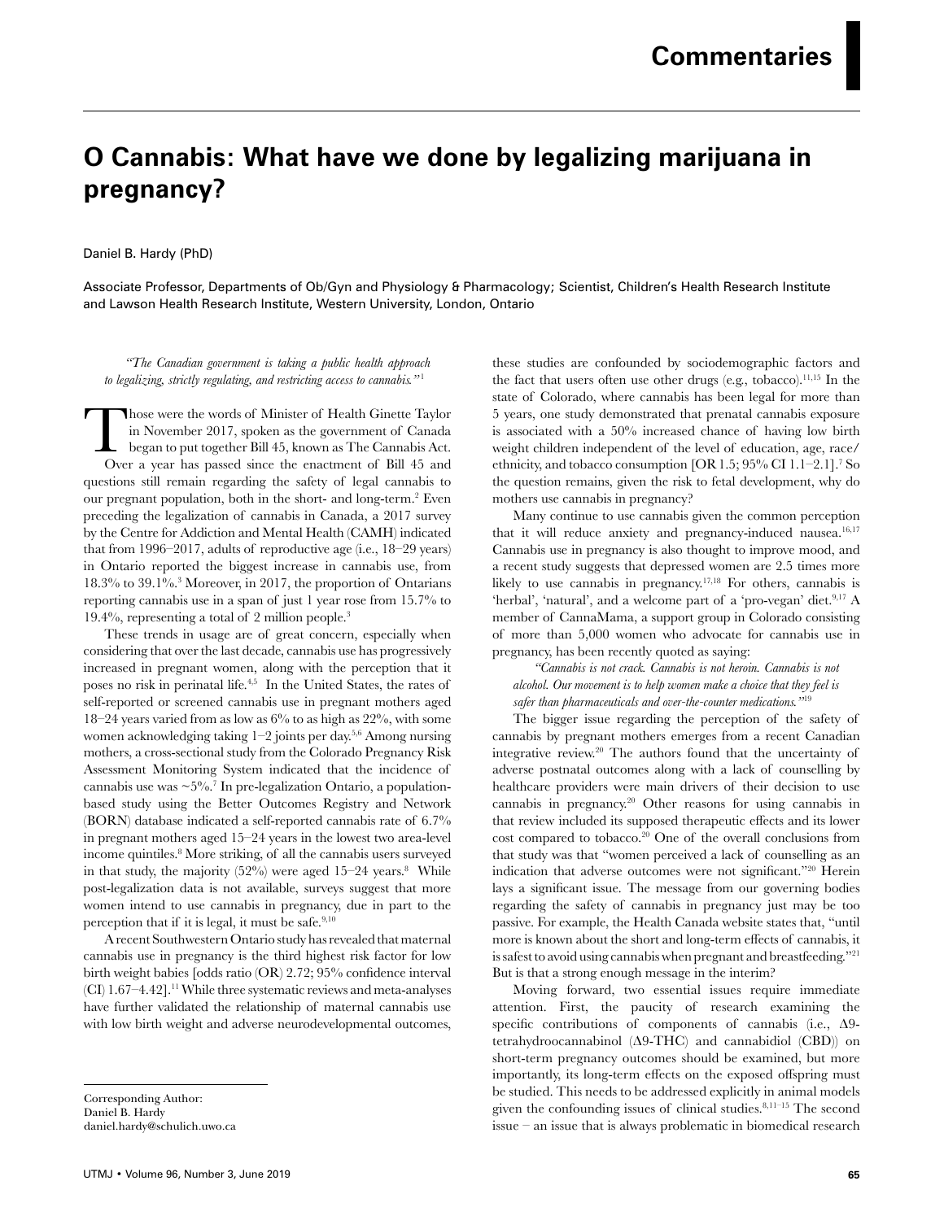# O Cannabis: What have we done by legalizing marijuana in pregnancy?

Daniel B. Hardy (PhD)

Associate Professor, Departments of Ob/Gyn and Physiology & Pharmacology; Scientist, Children's Health Research Institute and Lawson Health Research Institute, Western University, London, Ontario

*"The Canadian government is taking a public health approach to legalizing, strictly regulating, and restricting access to cannabis."*[1]

Those were the words of Minister of Health Ginette Taylor in November 2017, spoken as the government of Canada began to put together Bill 45, known as The Cannabis Act. Over a year has passed since the enactment of Bill 45 and questions still remain regarding the safety of legal cannabis to our pregnant population, both in the short- and long-term.[2] Even preceding the legalization of cannabis in Canada, a 2017 survey by the Centre for Addiction and Mental Health (CAMH) indicated that from 1996–2017, adults of reproductive age (i.e., 18–29 years) in Ontario reported the biggest increase in cannabis use, from 18.3% to 39.1%.[3] Moreover, in 2017, the proportion of Ontarians reporting cannabis use in a span of just 1 year rose from 15.7% to 19.4%, representing a total of 2 million people.[3]

These trends in usage are of great concern, especially when considering that over the last decade, cannabis use has progressively increased in pregnant women, along with the perception that it poses no risk in perinatal life.[4,5] In the United States, the rates of self-reported or screened cannabis use in pregnant mothers aged 18–24 years varied from as low as 6% to as high as 22%, with some women acknowledging taking 1–2 joints per day.[5,6] Among nursing mothers, a cross-sectional study from the Colorado Pregnancy Risk Assessment Monitoring System indicated that the incidence of cannabis use was ~5%.[7] In pre-legalization Ontario, a population-based study using the Better Outcomes Registry and Network (BORN) database indicated a self-reported cannabis rate of 6.7% in pregnant mothers aged 15–24 years in the lowest two area-level income quintiles.[8] More striking, of all the cannabis users surveyed in that study, the majority (52%) were aged 15–24 years.[8] While post-legalization data is not available, surveys suggest that more women intend to use cannabis in pregnancy, due in part to the perception that if it is legal, it must be safe.[9,10]

A recent Southwestern Ontario study has revealed that maternal cannabis use in pregnancy is the third highest risk factor for low birth weight babies [odds ratio (OR) 2.72; 95% confidence interval (CI) 1.67–4.42].[11] While three systematic reviews and meta-analyses have further validated the relationship of maternal cannabis use with low birth weight and adverse neurodevelopmental outcomes, these studies are confounded by sociodemographic factors and the fact that users often use other drugs (e.g., tobacco).[11,15] In the state of Colorado, where cannabis has been legal for more than 5 years, one study demonstrated that prenatal cannabis exposure is associated with a 50% increased chance of having low birth weight children independent of the level of education, age, race/ethnicity, and tobacco consumption [OR 1.5; 95% CI 1.1–2.1].[7] So the question remains, given the risk to fetal development, why do mothers use cannabis in pregnancy?

Many continue to use cannabis given the common perception that it will reduce anxiety and pregnancy-induced nausea.[16,17] Cannabis use in pregnancy is also thought to improve mood, and a recent study suggests that depressed women are 2.5 times more likely to use cannabis in pregnancy.[17,18] For others, cannabis is 'herbal', 'natural', and a welcome part of a 'pro-vegan' diet.[9,17] A member of CannaMama, a support group in Colorado consisting of more than 5,000 women who advocate for cannabis use in pregnancy, has been recently quoted as saying:

*"Cannabis is not crack. Cannabis is not heroin. Cannabis is not alcohol. Our movement is to help women make a choice that they feel is safer than pharmaceuticals and over-the-counter medications."*[19]

The bigger issue regarding the perception of the safety of cannabis by pregnant mothers emerges from a recent Canadian integrative review.[20] The authors found that the uncertainty of adverse postnatal outcomes along with a lack of counselling by healthcare providers were main drivers of their decision to use cannabis in pregnancy.[20] Other reasons for using cannabis in that review included its supposed therapeutic effects and its lower cost compared to tobacco.[20] One of the overall conclusions from that study was that "women perceived a lack of counselling as an indication that adverse outcomes were not significant."[20] Herein lays a significant issue. The message from our governing bodies regarding the safety of cannabis in pregnancy just may be too passive. For example, the Health Canada website states that, "until more is known about the short and long-term effects of cannabis, it is safest to avoid using cannabis when pregnant and breastfeeding."[21] But is that a strong enough message in the interim?

Moving forward, two essential issues require immediate attention. First, the paucity of research examining the specific contributions of components of cannabis (i.e., Δ9-tetrahydroocannabinol (Δ9-THC) and cannabidiol (CBD)) on short-term pregnancy outcomes should be examined, but more importantly, its long-term effects on the exposed offspring must be studied. This needs to be addressed explicitly in animal models given the confounding issues of clinical studies.[8,11–15] The second issue – an issue that is always problematic in biomedical research

Corresponding Author:
Daniel B. Hardy
daniel.hardy@schulich.uwo.ca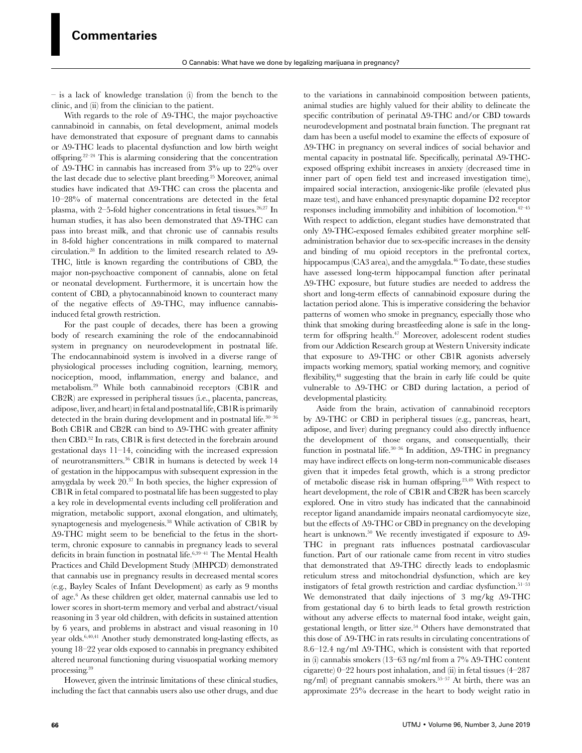– is a lack of knowledge translation (i) from the bench to the clinic, and (ii) from the clinician to the patient.

With regards to the role of Δ9-THC, the major psychoactive cannabinoid in cannabis, on fetal development, animal models have demonstrated that exposure of pregnant dams to cannabis or Δ9-THC leads to placental dysfunction and low birth weight offspring.[22–24] This is alarming considering that the concentration of Δ9-THC in cannabis has increased from 3% up to 22% over the last decade due to selective plant breeding.[25] Moreover, animal studies have indicated that Δ9-THC can cross the placenta and 10–28% of maternal concentrations are detected in the fetal plasma, with 2–5-fold higher concentrations in fetal tissues.[26,27] In human studies, it has also been demonstrated that Δ9-THC can pass into breast milk, and that chronic use of cannabis results in 8-fold higher concentrations in milk compared to maternal circulation.[28] In addition to the limited research related to Δ9-THC, little is known regarding the contributions of CBD, the major non-psychoactive component of cannabis, alone on fetal or neonatal development. Furthermore, it is uncertain how the content of CBD, a phytocannabinoid known to counteract many of the negative effects of Δ9-THC, may influence cannabis-induced fetal growth restriction.

For the past couple of decades, there has been a growing body of research examining the role of the endocannabinoid system in pregnancy on neurodevelopment in postnatal life. The endocannabinoid system is involved in a diverse range of physiological processes including cognition, learning, memory, nociception, mood, inflammation, energy and balance, and metabolism.[29] While both cannabinoid receptors (CB1R and CB2R) are expressed in peripheral tissues (i.e., placenta, pancreas, adipose, liver, and heart) in fetal and postnatal life, CB1R is primarily detected in the brain during development and in postnatal life.[30–36] Both CB1R and CB2R can bind to Δ9-THC with greater affinity then CBD.[32] In rats, CB1R is first detected in the forebrain around gestational days 11–14, coinciding with the increased expression of neurotransmitters.[36] CB1R in humans is detected by week 14 of gestation in the hippocampus with subsequent expression in the amygdala by week 20.[37] In both species, the higher expression of CB1R in fetal compared to postnatal life has been suggested to play a key role in developmental events including cell proliferation and migration, metabolic support, axonal elongation, and ultimately, synaptogenesis and myelogenesis.[38] While activation of CB1R by Δ9-THC might seem to be beneficial to the fetus in the short-term, chronic exposure to cannabis in pregnancy leads to several deficits in brain function in postnatal life.[6,39–41] The Mental Health Practices and Child Development Study (MHPCD) demonstrated that cannabis use in pregnancy results in decreased mental scores (e.g., Bayley Scales of Infant Development) as early as 9 months of age.[6] As these children get older, maternal cannabis use led to lower scores in short-term memory and verbal and abstract/visual reasoning in 3 year old children, with deficits in sustained attention by 6 years, and problems in abstract and visual reasoning in 10 year olds.[6,40,41] Another study demonstrated long-lasting effects, as young 18–22 year olds exposed to cannabis in pregnancy exhibited altered neuronal functioning during visuospatial working memory processing.[39]

However, given the intrinsic limitations of these clinical studies, including the fact that cannabis users also use other drugs, and due to the variations in cannabinoid composition between patients, animal studies are highly valued for their ability to delineate the specific contribution of perinatal Δ9-THC and/or CBD towards neurodevelopment and postnatal brain function. The pregnant rat dam has been a useful model to examine the effects of exposure of Δ9-THC in pregnancy on several indices of social behavior and mental capacity in postnatal life. Specifically, perinatal Δ9-THC-exposed offspring exhibit increases in anxiety (decreased time in inner part of open field test and increased investigation time), impaired social interaction, anxiogenic-like profile (elevated plus maze test), and have enhanced presynaptic dopamine D2 receptor responses including immobility and inhibition of locomotion.[42–45] With respect to addiction, elegant studies have demonstrated that only Δ9-THC-exposed females exhibited greater morphine self-administration behavior due to sex-specific increases in the density and binding of mu opioid receptors in the prefrontal cortex, hippocampus (CA3 area), and the amygdala.[46] To date, these studies have assessed long-term hippocampal function after perinatal Δ9-THC exposure, but future studies are needed to address the short and long-term effects of cannabinoid exposure during the lactation period alone. This is imperative considering the behavior patterns of women who smoke in pregnancy, especially those who think that smoking during breastfeeding alone is safe in the long-term for offspring health.[47] Moreover, adolescent rodent studies from our Addiction Research group at Western University indicate that exposure to Δ9-THC or other CB1R agonists adversely impacts working memory, spatial working memory, and cognitive flexibility,[48] suggesting that the brain in early life could be quite vulnerable to Δ9-THC or CBD during lactation, a period of developmental plasticity.

Aside from the brain, activation of cannabinoid receptors by Δ9-THC or CBD in peripheral tissues (e.g., pancreas, heart, adipose, and liver) during pregnancy could also directly influence the development of those organs, and consequentially, their function in postnatal life.[30–36] In addition, Δ9-THC in pregnancy may have indirect effects on long-term non-communicable diseases given that it impedes fetal growth, which is a strong predictor of metabolic disease risk in human offspring.[23,49] With respect to heart development, the role of CB1R and CB2R has been scarcely explored. One in vitro study has indicated that the cannabinoid receptor ligand anandamide impairs neonatal cardiomyocyte size, but the effects of Δ9-THC or CBD in pregnancy on the developing heart is unknown.[50] We recently investigated if exposure to Δ9-THC in pregnant rats influences postnatal cardiovascular function. Part of our rationale came from recent in vitro studies that demonstrated that Δ9-THC directly leads to endoplasmic reticulum stress and mitochondrial dysfunction, which are key instigators of fetal growth restriction and cardiac dysfunction.[51–53] We demonstrated that daily injections of 3 mg/kg Δ9-THC from gestational day 6 to birth leads to fetal growth restriction without any adverse effects to maternal food intake, weight gain, gestational length, or litter size.[54] Others have demonstrated that this dose of Δ9-THC in rats results in circulating concentrations of 8.6–12.4 ng/ml Δ9-THC, which is consistent with that reported in (i) cannabis smokers (13–63 ng/ml from a 7% Δ9-THC content cigarette) 0–22 hours post inhalation, and (ii) in fetal tissues (4–287 ng/ml) of pregnant cannabis smokers.[55–57] At birth, there was an approximate 25% decrease in the heart to body weight ratio in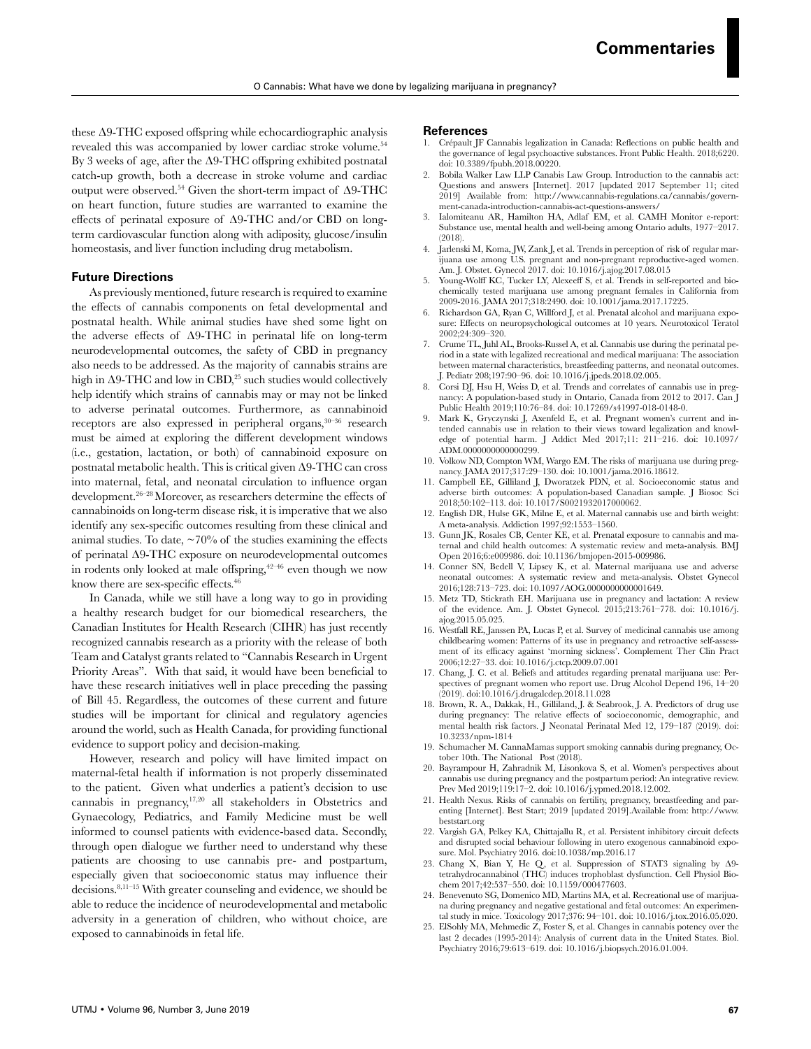these Δ9-THC exposed offspring while echocardiographic analysis revealed this was accompanied by lower cardiac stroke volume.[54] By 3 weeks of age, after the Δ9-THC offspring exhibited postnatal catch-up growth, both a decrease in stroke volume and cardiac output were observed.[54] Given the short-term impact of Δ9-THC on heart function, future studies are warranted to examine the effects of perinatal exposure of Δ9-THC and/or CBD on long-term cardiovascular function along with adiposity, glucose/insulin homeostasis, and liver function including drug metabolism.

### Future Directions

As previously mentioned, future research is required to examine the effects of cannabis components on fetal developmental and postnatal health. While animal studies have shed some light on the adverse effects of Δ9-THC in perinatal life on long-term neurodevelopmental outcomes, the safety of CBD in pregnancy also needs to be addressed. As the majority of cannabis strains are high in Δ9-THC and low in CBD,[25] such studies would collectively help identify which strains of cannabis may or may not be linked to adverse perinatal outcomes. Furthermore, as cannabinoid receptors are also expressed in peripheral organs,[30–36] research must be aimed at exploring the different development windows (i.e., gestation, lactation, or both) of cannabinoid exposure on postnatal metabolic health. This is critical given Δ9-THC can cross into maternal, fetal, and neonatal circulation to influence organ development.[26–28] Moreover, as researchers determine the effects of cannabinoids on long-term disease risk, it is imperative that we also identify any sex-specific outcomes resulting from these clinical and animal studies. To date, ~70% of the studies examining the effects of perinatal Δ9-THC exposure on neurodevelopmental outcomes in rodents only looked at male offspring,[42–46] even though we now know there are sex-specific effects.[46]

In Canada, while we still have a long way to go in providing a healthy research budget for our biomedical researchers, the Canadian Institutes for Health Research (CIHR) has just recently recognized cannabis research as a priority with the release of both Team and Catalyst grants related to "Cannabis Research in Urgent Priority Areas". With that said, it would have been beneficial to have these research initiatives well in place preceding the passing of Bill 45. Regardless, the outcomes of these current and future studies will be important for clinical and regulatory agencies around the world, such as Health Canada, for providing functional evidence to support policy and decision-making.

However, research and policy will have limited impact on maternal-fetal health if information is not properly disseminated to the patient. Given what underlies a patient's decision to use cannabis in pregnancy,[17,20] all stakeholders in Obstetrics and Gynaecology, Pediatrics, and Family Medicine must be well informed to counsel patients with evidence-based data. Secondly, through open dialogue we further need to understand why these patients are choosing to use cannabis pre- and postpartum, especially given that socioeconomic status may influence their decisions.[8,11–15] With greater counseling and evidence, we should be able to reduce the incidence of neurodevelopmental and metabolic adversity in a generation of children, who without choice, are exposed to cannabinoids in fetal life.

### References

1. Crépault JF Cannabis legalization in Canada: Reflections on public health and the governance of legal psychoactive substances. Front Public Health. 2018;6220. doi: 10.3389/fpubh.2018.00220.
2. Bobila Walker Law LLP Canabis Law Group. Introduction to the cannabis act: Questions and answers [Internet]. 2017 [updated 2017 September 11; cited 2019] Available from: http://www.cannabis-regulations.ca/cannabis/government-canada-introduction-cannabis-act-questions-answers/
3. Ialomiteanu AR, Hamilton HA, Adlaf EM, et al. CAMH Monitor e-report: Substance use, mental health and well-being among Ontario adults, 1977–2017. (2018).
4. Jarlenski M, Koma, JW, Zank J, et al. Trends in perception of risk of regular marijuana use among U.S. pregnant and non-pregnant reproductive-aged women. Am. J. Obstet. Gynecol 2017. doi: 10.1016/j.ajog.2017.08.015
5. Young-Wolff KC, Tucker LY, Alexeeff S, et al. Trends in self-reported and biochemically tested marijuana use among pregnant females in California from 2009-2016. JAMA 2017;318:2490. doi: 10.1001/jama.2017.17225.
6. Richardson GA, Ryan C, Willford J, et al. Prenatal alcohol and marijuana exposure: Effects on neuropsychological outcomes at 10 years. Neurotoxicol Teratol 2002;24:309–320.
7. Crume TL, Juhl AL, Brooks-Russel A, et al. Cannabis use during the perinatal period in a state with legalized recreational and medical marijuana: The association between maternal characteristics, breastfeeding patterns, and neonatal outcomes. J. Pediatr 208;197:90–96. doi: 10.1016/j.jpeds.2018.02.005.
8. Corsi DJ, Hsu H, Weiss D, et al. Trends and correlates of cannabis use in pregnancy: A population-based study in Ontario, Canada from 2012 to 2017. Can J Public Health 2019;110:76–84. doi: 10.17269/s41997-018-0148-0.
9. Mark K, Gryczynski J, Axenfeld E, et al. Pregnant women's current and intended cannabis use in relation to their views toward legalization and knowledge of potential harm. J Addict Med 2017;11: 211–216. doi: 10.1097/ADM.0000000000000299.
10. Volkow ND, Compton WM, Wargo EM. The risks of marijuana use during pregnancy. JAMA 2017;317:29–130. doi: 10.1001/jama.2016.18612.
11. Campbell EE, Gilliland J, Dworatzek PDN, et al. Socioeconomic status and adverse birth outcomes: A population-based Canadian sample. J Biosoc Sci 2018;50:102–113. doi: 10.1017/S0021932017000062.
12. English DR, Hulse GK, Milne E, et al. Maternal cannabis use and birth weight: A meta-analysis. Addiction 1997;92:1553–1560.
13. Gunn JK, Rosales CB, Center KE, et al. Prenatal exposure to cannabis and maternal and child health outcomes: A systematic review and meta-analysis. BMJ Open 2016;6:e009986. doi: 10.1136/bmjopen-2015-009986.
14. Conner SN, Bedell V, Lipsey K, et al. Maternal marijuana use and adverse neonatal outcomes: A systematic review and meta-analysis. Obstet Gynecol 2016;128:713–723. doi: 10.1097/AOG.0000000000001649.
15. Metz TD, Stickrath EH. Marijuana use in pregnancy and lactation: A review of the evidence. Am. J. Obstet. Gynecol. 2015;213:761–778. doi: 10.1016/j.ajog.2015.05.025.
16. Westfall RE, Janssen PA, Lucas P, et al. Survey of medicinal cannabis use among childbearing women: Patterns of its use in pregnancy and retroactive self-assessment of its efficacy against 'morning sickness'. Complement Ther Clin Pract 2006;12:27–33. doi: 10.1016/j.ctcp.2009.07.001
17. Chang, J. C. et al. Beliefs and attitudes regarding prenatal marijuana use: Perspectives of pregnant women who report use. Drug Alcohol Depend 196, 14–20 (2019). doi:10.1016/j.drugalcdep.2018.11.028
18. Brown, R. A., Dakkak, H., Gilliland, J. & Seabrook, J. A. Predictors of drug use during pregnancy: The relative effects of socioeconomic, demographic, and mental health risk factors. J Neonatal Perinatal Med 12, 179–187 (2019). doi: 10.3233/npm-1814
19. Schumacher M. CannaMamas support smoking cannabis during pregnancy, October 10th. The National Post (2018).
20. Bayrampour H, Zahradnik M, Lisonkova S, et al. Women's perspectives about cannabis use during pregnancy and the postpartum period: An integrative review. Prev Med 2019;119:17–2. doi: 10.1016/j.ypmed.2018.12.002.
21. Health Nexus. Risks of cannabis on fertility, pregnancy, breastfeeding and parenting [Internet]. Best Start; 2019 [updated 2019].Available from: http://www.beststart.org
22. Vargish GA, Pelkey KA, Chittajallu R, et al. Persistent inhibitory circuit defects and disrupted social behaviour following in utero exogenous cannabinoid exposure. Mol. Psychiatry 2016. doi:10.1038/mp.2016.17
23. Chang X, Bian Y, He Q, et al. Suppression of STAT3 signaling by Δ9-tetrahydrocannabinol (THC) induces trophoblast dysfunction. Cell Physiol Biochem 2017;42:537–550. doi: 10.1159/000477603.
24. Benevenuto SG, Domenico MD, Martins MA, et al. Recreational use of marijuana during pregnancy and negative gestational and fetal outcomes: An experimental study in mice. Toxicology 2017;376: 94–101. doi: 10.1016/j.tox.2016.05.020.
25. ElSohly MA, Mehmedic Z, Foster S, et al. Changes in cannabis potency over the last 2 decades (1995-2014): Analysis of current data in the United States. Biol. Psychiatry 2016;79:613–619. doi: 10.1016/j.biopsych.2016.01.004.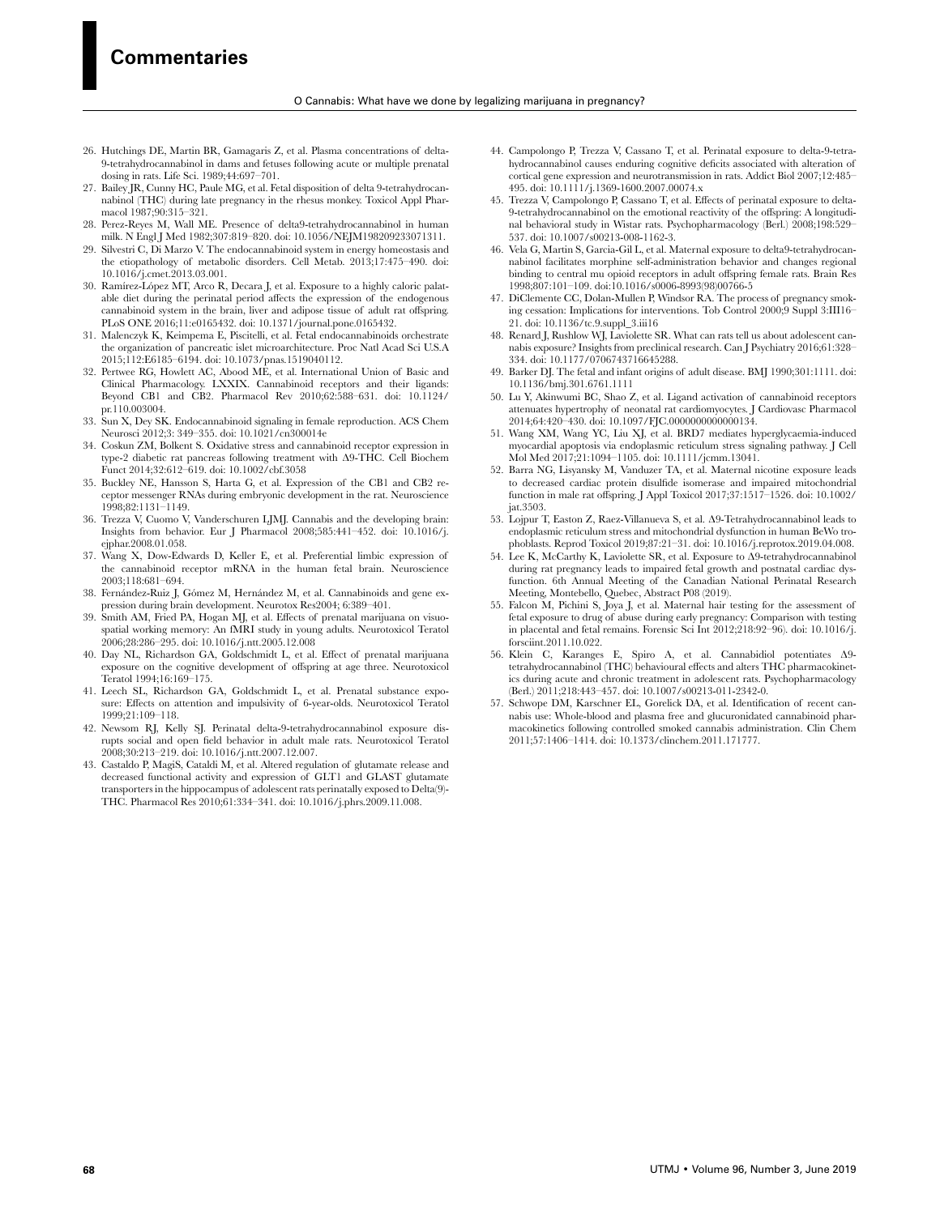26. Hutchings DE, Martin BR, Gamagaris Z, et al. Plasma concentrations of delta-9-tetrahydrocannabinol in dams and fetuses following acute or multiple prenatal dosing in rats. Life Sci. 1989;44:697–701.
27. Bailey JR, Cunny HC, Paule MG, et al. Fetal disposition of delta 9-tetrahydrocannabinol (THC) during late pregnancy in the rhesus monkey. Toxicol Appl Pharmacol 1987;90:315–321.
28. Perez-Reyes M, Wall ME. Presence of delta9-tetrahydrocannabinol in human milk. N Engl J Med 1982;307:819–820. doi: 10.1056/NEJM198209233071311.
29. Silvestri C, Di Marzo V. The endocannabinoid system in energy homeostasis and the etiopathology of metabolic disorders. Cell Metab. 2013;17:475–490. doi: 10.1016/j.cmet.2013.03.001.
30. Ramírez-López MT, Arco R, Decara J, et al. Exposure to a highly caloric palatable diet during the perinatal period affects the expression of the endogenous cannabinoid system in the brain, liver and adipose tissue of adult rat offspring. PLoS ONE 2016;11:e0165432. doi: 10.1371/journal.pone.0165432.
31. Malenczyk K, Keimpema E, Piscitelli, et al. Fetal endocannabinoids orchestrate the organization of pancreatic islet microarchitecture. Proc Natl Acad Sci U.S.A 2015;112:E6185–6194. doi: 10.1073/pnas.1519040112.
32. Pertwee RG, Howlett AC, Abood ME, et al. International Union of Basic and Clinical Pharmacology. LXXIX. Cannabinoid receptors and their ligands: Beyond CB1 and CB2. Pharmacol Rev 2010;62:588–631. doi: 10.1124/pr.110.003004.
33. Sun X, Dey SK. Endocannabinoid signaling in female reproduction. ACS Chem Neurosci 2012;3: 349–355. doi: 10.1021/cn300014e
34. Coskun ZM, Bolkent S. Oxidative stress and cannabinoid receptor expression in type-2 diabetic rat pancreas following treatment with Δ9-THC. Cell Biochem Funct 2014;32:612–619. doi: 10.1002/cbf.3058
35. Buckley NE, Hansson S, Harta G, et al. Expression of the CB1 and CB2 receptor messenger RNAs during embryonic development in the rat. Neuroscience 1998;82:1131–1149.
36. Trezza V, Cuomo V, Vanderschuren LJMJ. Cannabis and the developing brain: Insights from behavior. Eur J Pharmacol 2008;585:441–452. doi: 10.1016/j.ejphar.2008.01.058.
37. Wang X, Dow-Edwards D, Keller E, et al. Preferential limbic expression of the cannabinoid receptor mRNA in the human fetal brain. Neuroscience 2003;118:681–694.
38. Fernández-Ruiz J, Gómez M, Hernández M, et al. Cannabinoids and gene expression during brain development. Neurotox Res2004; 6:389–401.
39. Smith AM, Fried PA, Hogan MJ, et al. Effects of prenatal marijuana on visuospatial working memory: An fMRI study in young adults. Neurotoxicol Teratol 2006;28:286–295. doi: 10.1016/j.ntt.2005.12.008
40. Day NL, Richardson GA, Goldschmidt L, et al. Effect of prenatal marijuana exposure on the cognitive development of offspring at age three. Neurotoxicol Teratol 1994;16:169–175.
41. Leech SL, Richardson GA, Goldschmidt L, et al. Prenatal substance exposure: Effects on attention and impulsivity of 6-year-olds. Neurotoxicol Teratol 1999;21:109–118.
42. Newsom RJ, Kelly SJ. Perinatal delta-9-tetrahydrocannabinol exposure disrupts social and open field behavior in adult male rats. Neurotoxicol Teratol 2008;30:213–219. doi: 10.1016/j.ntt.2007.12.007.
43. Castaldo P, MagiS, Cataldi M, et al. Altered regulation of glutamate release and decreased functional activity and expression of GLT1 and GLAST glutamate transporters in the hippocampus of adolescent rats perinatally exposed to Delta(9)-THC. Pharmacol Res 2010;61:334–341. doi: 10.1016/j.phrs.2009.11.008.
44. Campolongo P, Trezza V, Cassano T, et al. Perinatal exposure to delta-9-tetrahydrocannabinol causes enduring cognitive deficits associated with alteration of cortical gene expression and neurotransmission in rats. Addict Biol 2007;12:485–495. doi: 10.1111/j.1369-1600.2007.00074.x
45. Trezza V, Campolongo P, Cassano T, et al. Effects of perinatal exposure to delta-9-tetrahydrocannabinol on the emotional reactivity of the offspring: A longitudinal behavioral study in Wistar rats. Psychopharmacology (Berl.) 2008;198:529–537. doi: 10.1007/s00213-008-1162-3.
46. Vela G, Martin S, Garcia-Gil L, et al. Maternal exposure to delta9-tetrahydrocannabinol facilitates morphine self-administration behavior and changes regional binding to central mu opioid receptors in adult offspring female rats. Brain Res 1998;807:101–109. doi:10.1016/s0006-8993(98)00766-5
47. DiClemente CC, Dolan-Mullen P, Windsor RA. The process of pregnancy smoking cessation: Implications for interventions. Tob Control 2000;9 Suppl 3:III16–21. doi: 10.1136/tc.9.suppl_3.iii16
48. Renard J, Rushlow WJ, Laviolette SR. What can rats tell us about adolescent cannabis exposure? Insights from preclinical research. Can J Psychiatry 2016;61:328–334. doi: 10.1177/0706743716645288.
49. Barker DJ. The fetal and infant origins of adult disease. BMJ 1990;301:1111. doi: 10.1136/bmj.301.6761.1111
50. Lu Y, Akinwumi BC, Shao Z, et al. Ligand activation of cannabinoid receptors attenuates hypertrophy of neonatal rat cardiomyocytes. J Cardiovasc Pharmacol 2014;64:420–430. doi: 10.1097/FJC.0000000000000134.
51. Wang XM, Wang YC, Liu XJ, et al. BRD7 mediates hyperglycaemia-induced myocardial apoptosis via endoplasmic reticulum stress signaling pathway. J Cell Mol Med 2017;21:1094–1105. doi: 10.1111/jcmm.13041.
52. Barra NG, Lisyansky M, Vanduzer TA, et al. Maternal nicotine exposure leads to decreased cardiac protein disulfide isomerase and impaired mitochondrial function in male rat offspring. J Appl Toxicol 2017;37:1517–1526. doi: 10.1002/jat.3503.
53. Lojpur T, Easton Z, Raez-Villanueva S, et al. Δ9-Tetrahydrocannabinol leads to endoplasmic reticulum stress and mitochondrial dysfunction in human BeWo trophoblasts. Reprod Toxicol 2019;87:21–31. doi: 10.1016/j.reprotox.2019.04.008.
54. Lee K, McCarthy K, Laviolette SR, et al. Exposure to Δ9-tetrahydrocannabinol during rat pregnancy leads to impaired fetal growth and postnatal cardiac dysfunction. 6th Annual Meeting of the Canadian National Perinatal Research Meeting, Montebello, Quebec, Abstract P08 (2019).
55. Falcon M, Pichini S, Joya J, et al. Maternal hair testing for the assessment of fetal exposure to drug of abuse during early pregnancy: Comparison with testing in placental and fetal remains. Forensic Sci Int 2012;218:92–96). doi: 10.1016/j.forsciint.2011.10.022.
56. Klein C, Karanges E, Spiro A, et al. Cannabidiol potentiates Δ9-tetrahydrocannabinol (THC) behavioural effects and alters THC pharmacokinetics during acute and chronic treatment in adolescent rats. Psychopharmacology (Berl.) 2011;218:443–457. doi: 10.1007/s00213-011-2342-0.
57. Schwope DM, Karschner EL, Gorelick DA, et al. Identification of recent cannabis use: Whole-blood and plasma free and glucuronidated cannabinoid pharmacokinetics following controlled smoked cannabis administration. Clin Chem 2011;57:1406–1414. doi: 10.1373/clinchem.2011.171777.